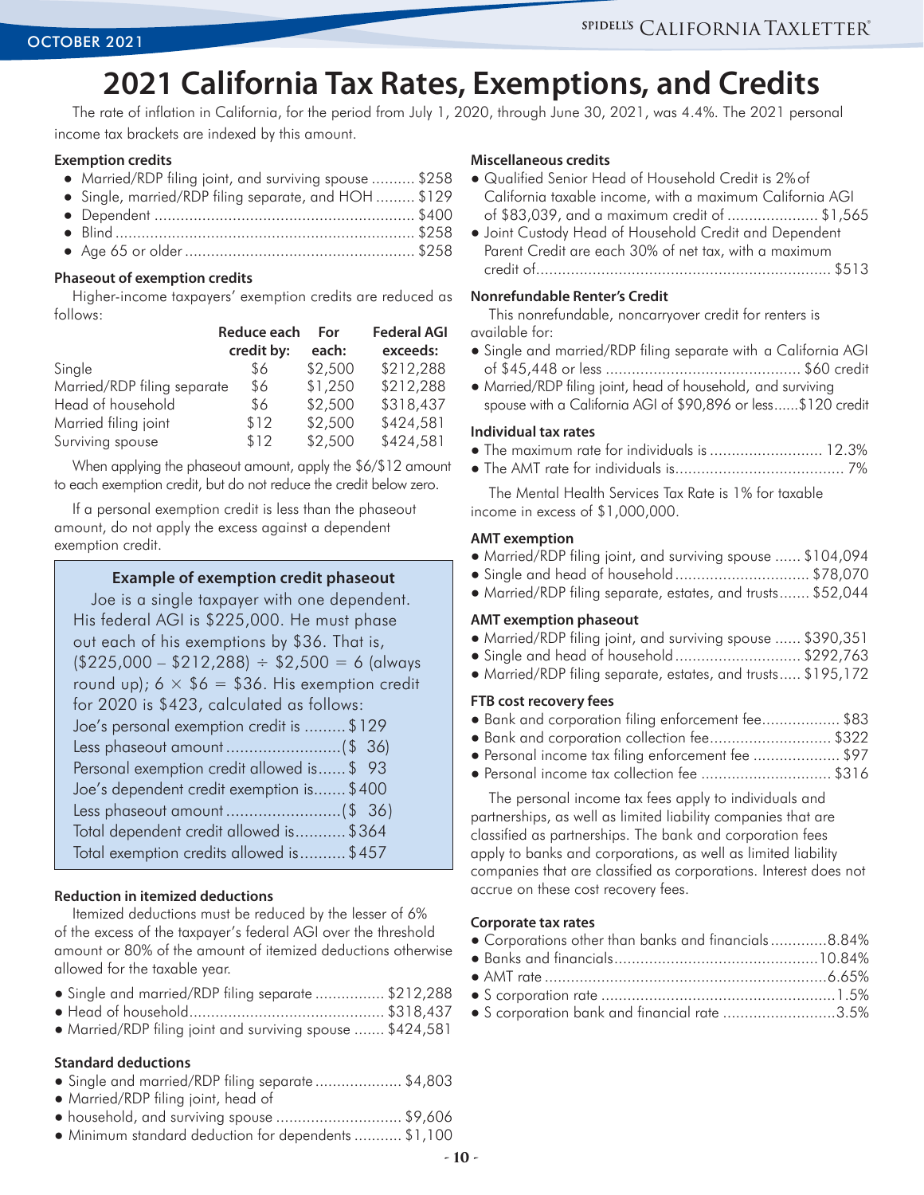# 2021 California Tax Rates, Exemptions, and Credits

The rate of inflation in California, for the period from July 1, 2020, through June 30, 2021, was 4.4%. The 2021 personal income tax brackets are indexed by this amount.

### Exemption credits

- Married/RDP filing joint, and surviving spouse .......... $258
- Single, married/RDP filing separate, and HOH ......... $129
- Dependent ............................................................ $400
- Blind ..................................................................... $258
- Age 65 or older ..................................................... $258

### Phaseout of exemption credits

Higher-income taxpayers' exemption credits are reduced as follows:

| | Reduce each credit by: | For each: | Federal AGI exceeds: |
|---|---|---|---|
| Single | $6 | $2,500 | $212,288 |
| Married/RDP filing separate | $6 | $1,250 | $212,288 |
| Head of household | $6 | $2,500 | $318,437 |
| Married filing joint | $12 | $2,500 | $424,581 |
| Surviving spouse | $12 | $2,500 | $424,581 |

When applying the phaseout amount, apply the $6/$12 amount to each exemption credit, but do not reduce the credit below zero.

If a personal exemption credit is less than the phaseout amount, do not apply the excess against a dependent exemption credit.

#### Example of exemption credit phaseout

Joe is a single taxpayer with one dependent. His federal AGI is $225,000. He must phase out each of his exemptions by $36. That is, ($225,000 – $212,288) ÷ $2,500 = 6 (always round up); 6 × $6 = $36. His exemption credit for 2020 is $423, calculated as follows:

Joe's personal exemption credit is ......... $129
Less phaseout amount .........................($ 36)
Personal exemption credit allowed is...... $ 93
Joe's dependent credit exemption is....... $400
Less phaseout amount .........................($ 36)
Total dependent credit allowed is........... $364
Total exemption credits allowed is.......... $457

### Reduction in itemized deductions

Itemized deductions must be reduced by the lesser of 6% of the excess of the taxpayer's federal AGI over the threshold amount or 80% of the amount of itemized deductions otherwise allowed for the taxable year.

- Single and married/RDP filing separate ................ $212,288
- Head of household............................................ $318,437
- Married/RDP filing joint and surviving spouse ....... $424,581

### Standard deductions

- Single and married/RDP filing separate .................... $4,803
- Married/RDP filing joint, head of
- household, and surviving spouse ............................ $9,606
- Minimum standard deduction for dependents ........... $1,100

### Miscellaneous credits

- Qualified Senior Head of Household Credit is 2% of California taxable income, with a maximum California AGI of $83,039, and a maximum credit of ..................... $1,565
- Joint Custody Head of Household Credit and Dependent Parent Credit are each 30% of net tax, with a maximum credit of.................................................................... $513

### Nonrefundable Renter's Credit

This nonrefundable, noncarryover credit for renters is available for:

- Single and married/RDP filing separate with a California AGI of $45,448 or less ............................................ $60 credit
- Married/RDP filing joint, head of household, and surviving spouse with a California AGI of $90,896 or less......$120 credit

### Individual tax rates

- The maximum rate for individuals is .......................... 12.3%
- The AMT rate for individuals is....................................... 7%

The Mental Health Services Tax Rate is 1% for taxable income in excess of $1,000,000.

### AMT exemption

- Married/RDP filing joint, and surviving spouse ...... $104,094
- Single and head of household ............................... $78,070
- Married/RDP filing separate, estates, and trusts....... $52,044

### AMT exemption phaseout

- Married/RDP filing joint, and surviving spouse ...... $390,351
- Single and head of household ............................. $292,763
- Married/RDP filing separate, estates, and trusts..... $195,172

### FTB cost recovery fees

- Bank and corporation filing enforcement fee.................. $83
- Bank and corporation collection fee............................ $322
- Personal income tax filing enforcement fee .................... $97
- Personal income tax collection fee .............................. $316

The personal income tax fees apply to individuals and partnerships, as well as limited liability companies that are classified as partnerships. The bank and corporation fees apply to banks and corporations, as well as limited liability companies that are classified as corporations. Interest does not accrue on these cost recovery fees.

### Corporate tax rates

- Corporations other than banks and financials.............8.84%
- Banks and financials...............................................10.84%
- AMT rate .................................................................6.65%
- S corporation rate ......................................................1.5%
- S corporation bank and financial rate ..........................3.5%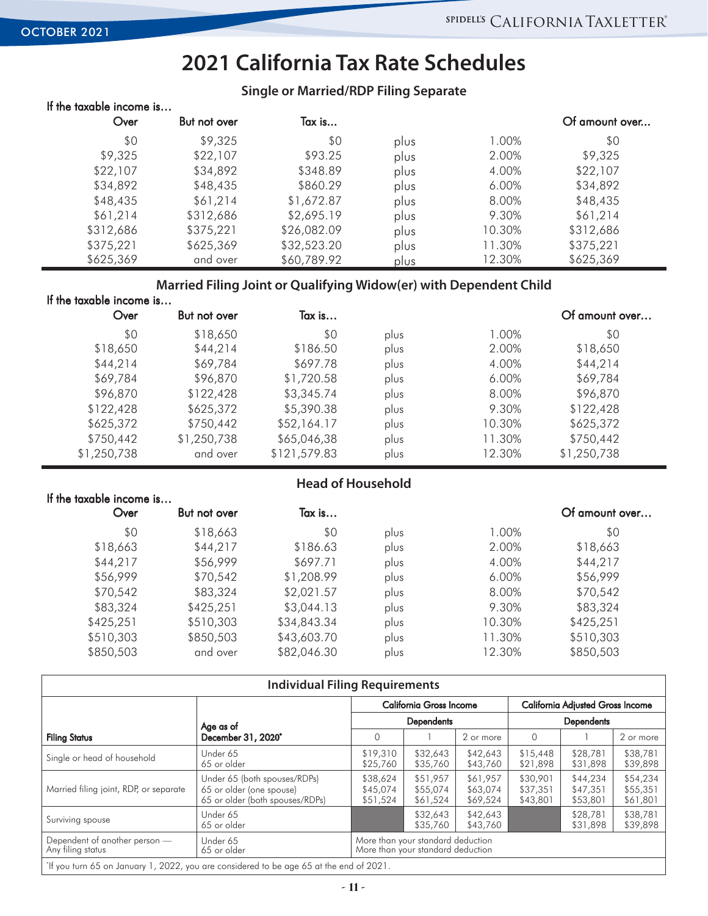# 2021 California Tax Rate Schedules

## Single or Married/RDP Filing Separate

If the taxable income is…

| Over | But not over | Tax is… | | | Of amount over… |
|---|---|---|---|---|---|
| $0 | $9,325 | $0 | plus | 1.00% | $0 |
| $9,325 | $22,107 | $93.25 | plus | 2.00% | $9,325 |
| $22,107 | $34,892 | $348.89 | plus | 4.00% | $22,107 |
| $34,892 | $48,435 | $860.29 | plus | 6.00% | $34,892 |
| $48,435 | $61,214 | $1,672.87 | plus | 8.00% | $48,435 |
| $61,214 | $312,686 | $2,695.19 | plus | 9.30% | $61,214 |
| $312,686 | $375,221 | $26,082.09 | plus | 10.30% | $312,686 |
| $375,221 | $625,369 | $32,523.20 | plus | 11.30% | $375,221 |
| $625,369 | and over | $60,789.92 | plus | 12.30% | $625,369 |

## Married Filing Joint or Qualifying Widow(er) with Dependent Child

If the taxable income is…

| Over | But not over | Tax is… | | | Of amount over… |
|---|---|---|---|---|---|
| $0 | $18,650 | $0 | plus | 1.00% | $0 |
| $18,650 | $44,214 | $186.50 | plus | 2.00% | $18,650 |
| $44,214 | $69,784 | $697.78 | plus | 4.00% | $44,214 |
| $69,784 | $96,870 | $1,720.58 | plus | 6.00% | $69,784 |
| $96,870 | $122,428 | $3,345.74 | plus | 8.00% | $96,870 |
| $122,428 | $625,372 | $5,390.38 | plus | 9.30% | $122,428 |
| $625,372 | $750,442 | $52,164.17 | plus | 10.30% | $625,372 |
| $750,442 | $1,250,738 | $65,046.38 | plus | 11.30% | $750,442 |
| $1,250,738 | and over | $121,579.83 | plus | 12.30% | $1,250,738 |

## Head of Household

If the taxable income is…

| Over | But not over | Tax is… | | | Of amount over… |
|---|---|---|---|---|---|
| $0 | $18,663 | $0 | plus | 1.00% | $0 |
| $18,663 | $44,217 | $186.63 | plus | 2.00% | $18,663 |
| $44,217 | $56,999 | $697.71 | plus | 4.00% | $44,217 |
| $56,999 | $70,542 | $1,208.99 | plus | 6.00% | $56,999 |
| $70,542 | $83,324 | $2,021.57 | plus | 8.00% | $70,542 |
| $83,324 | $425,251 | $3,044.13 | plus | 9.30% | $83,324 |
| $425,251 | $510,303 | $34,843.34 | plus | 10.30% | $425,251 |
| $510,303 | $850,503 | $43,603.70 | plus | 11.30% | $510,303 |
| $850,503 | and over | $82,046.30 | plus | 12.30% | $850,503 |

## Individual Filing Requirements

| | | California Gross Income | | | California Adjusted Gross Income | | |
|---|---|---|---|---|---|---|---|
| | | Dependents | | | Dependents | | |
| **Filing Status** | **Age as of December 31, 2020*** | 0 | 1 | 2 or more | 0 | 1 | 2 or more |
| Single or head of household | Under 65<br>65 or older | $19,310<br>$25,760 | $32,643<br>$35,760 | $42,643<br>$43,760 | $15,448<br>$21,898 | $28,781<br>$31,898 | $38,781<br>$39,898 |
| Married filing joint, RDP, or separate | Under 65 (both spouses/RDPs)<br>65 or older (one spouse)<br>65 or older (both spouses/RDPs) | $38,624<br>$45,074<br>$51,524 | $51,957<br>$55,074<br>$61,524 | $61,957<br>$63,074<br>$69,524 | $30,901<br>$37,351<br>$43,801 | $44,234<br>$47,351<br>$53,801 | $54,234<br>$55,351<br>$61,801 |
| Surviving spouse | Under 65<br>65 or older | | $32,643<br>$35,760 | $42,643<br>$43,760 | | $28,781<br>$31,898 | $38,781<br>$39,898 |
| Dependent of another person — Any filing status | Under 65<br>65 or older | More than your standard deduction<br>More than your standard deduction | | | | | |

*If you turn 65 on January 1, 2022, you are considered to be age 65 at the end of 2021.